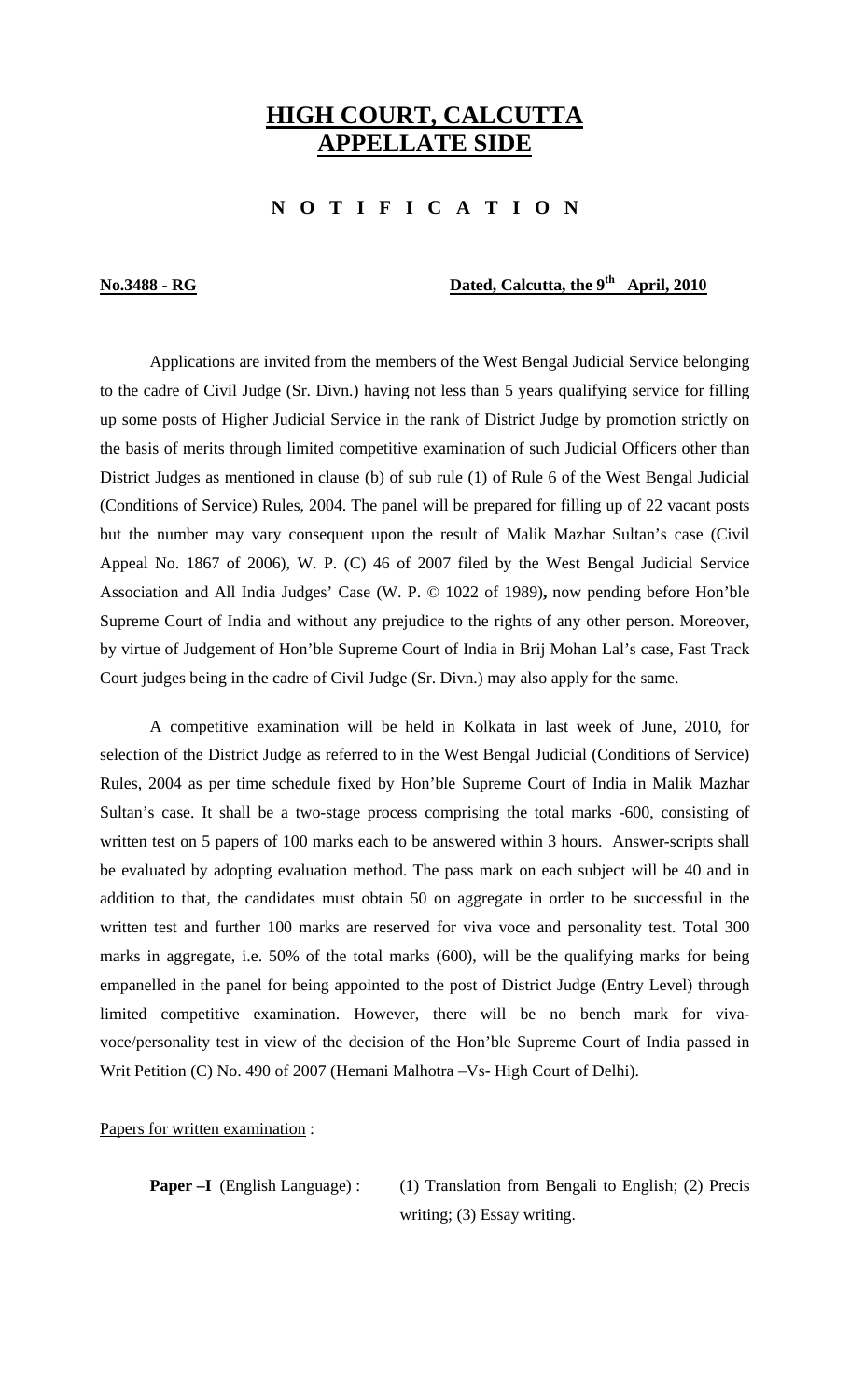# HIGH COURT, CALCUTTA
# APPELLATE SIDE

## N O T I F I C A T I O N

**No.3488 - RG** **Dated, Calcutta, the 9th April, 2010**

Applications are invited from the members of the West Bengal Judicial Service belonging to the cadre of Civil Judge (Sr. Divn.) having not less than 5 years qualifying service for filling up some posts of Higher Judicial Service in the rank of District Judge by promotion strictly on the basis of merits through limited competitive examination of such Judicial Officers other than District Judges as mentioned in clause (b) of sub rule (1) of Rule 6 of the West Bengal Judicial (Conditions of Service) Rules, 2004. The panel will be prepared for filling up of 22 vacant posts but the number may vary consequent upon the result of Malik Mazhar Sultan's case (Civil Appeal No. 1867 of 2006), W. P. (C) 46 of 2007 filed by the West Bengal Judicial Service Association and All India Judges' Case (W. P. © 1022 of 1989)**,** now pending before Hon'ble Supreme Court of India and without any prejudice to the rights of any other person. Moreover, by virtue of Judgement of Hon'ble Supreme Court of India in Brij Mohan Lal's case, Fast Track Court judges being in the cadre of Civil Judge (Sr. Divn.) may also apply for the same.

A competitive examination will be held in Kolkata in last week of June, 2010, for selection of the District Judge as referred to in the West Bengal Judicial (Conditions of Service) Rules, 2004 as per time schedule fixed by Hon'ble Supreme Court of India in Malik Mazhar Sultan's case. It shall be a two-stage process comprising the total marks -600, consisting of written test on 5 papers of 100 marks each to be answered within 3 hours. Answer-scripts shall be evaluated by adopting evaluation method. The pass mark on each subject will be 40 and in addition to that, the candidates must obtain 50 on aggregate in order to be successful in the written test and further 100 marks are reserved for viva voce and personality test. Total 300 marks in aggregate, i.e. 50% of the total marks (600), will be the qualifying marks for being empanelled in the panel for being appointed to the post of District Judge (Entry Level) through limited competitive examination. However, there will be no bench mark for viva-voce/personality test in view of the decision of the Hon'ble Supreme Court of India passed in Writ Petition (C) No. 490 of 2007 (Hemani Malhotra –Vs- High Court of Delhi).

Papers for written examination :

**Paper –I** (English Language) : (1) Translation from Bengali to English; (2) Precis writing; (3) Essay writing.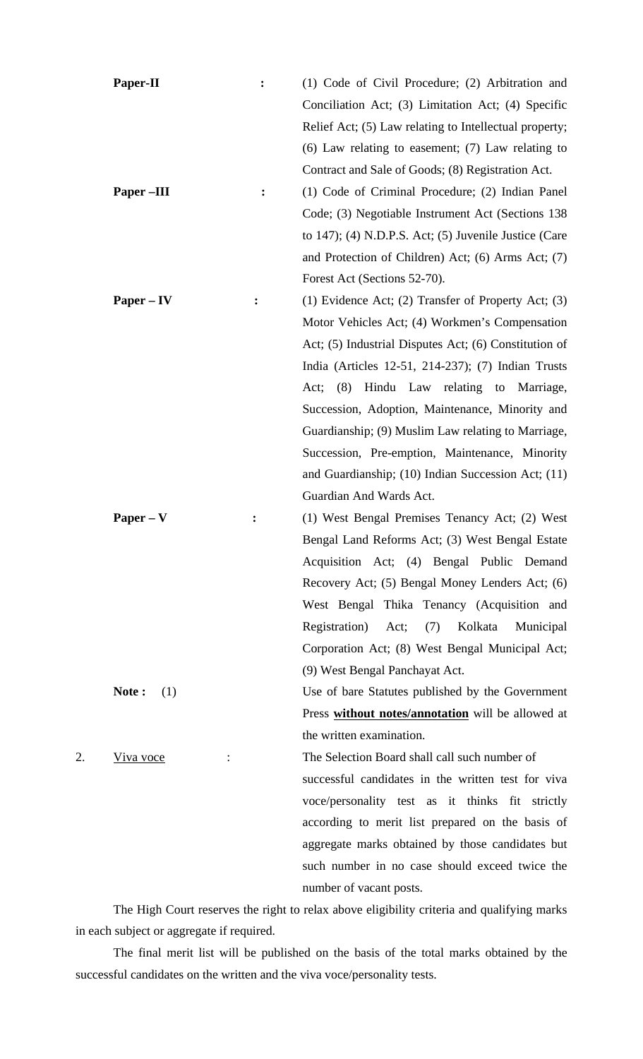**Paper-II** : (1) Code of Civil Procedure; (2) Arbitration and Conciliation Act; (3) Limitation Act; (4) Specific Relief Act; (5) Law relating to Intellectual property; (6) Law relating to easement; (7) Law relating to Contract and Sale of Goods; (8) Registration Act.

**Paper –III** : (1) Code of Criminal Procedure; (2) Indian Panel Code; (3) Negotiable Instrument Act (Sections 138 to 147); (4) N.D.P.S. Act; (5) Juvenile Justice (Care and Protection of Children) Act; (6) Arms Act; (7) Forest Act (Sections 52-70).

**Paper – IV** : (1) Evidence Act; (2) Transfer of Property Act; (3) Motor Vehicles Act; (4) Workmen's Compensation Act; (5) Industrial Disputes Act; (6) Constitution of India (Articles 12-51, 214-237); (7) Indian Trusts Act; (8) Hindu Law relating to Marriage, Succession, Adoption, Maintenance, Minority and Guardianship; (9) Muslim Law relating to Marriage, Succession, Pre-emption, Maintenance, Minority and Guardianship; (10) Indian Succession Act; (11) Guardian And Wards Act.

**Paper – V** : (1) West Bengal Premises Tenancy Act; (2) West Bengal Land Reforms Act; (3) West Bengal Estate Acquisition Act; (4) Bengal Public Demand Recovery Act; (5) Bengal Money Lenders Act; (6) West Bengal Thika Tenancy (Acquisition and Registration) Act; (7) Kolkata Municipal Corporation Act; (8) West Bengal Municipal Act; (9) West Bengal Panchayat Act.

**Note :** (1) Use of bare Statutes published by the Government Press **<u>without notes/annotation</u>** will be allowed at the written examination.

2. <u>Viva voce</u> : The Selection Board shall call such number of successful candidates in the written test for viva voce/personality test as it thinks fit strictly according to merit list prepared on the basis of aggregate marks obtained by those candidates but such number in no case should exceed twice the number of vacant posts.

The High Court reserves the right to relax above eligibility criteria and qualifying marks in each subject or aggregate if required.

The final merit list will be published on the basis of the total marks obtained by the successful candidates on the written and the viva voce/personality tests.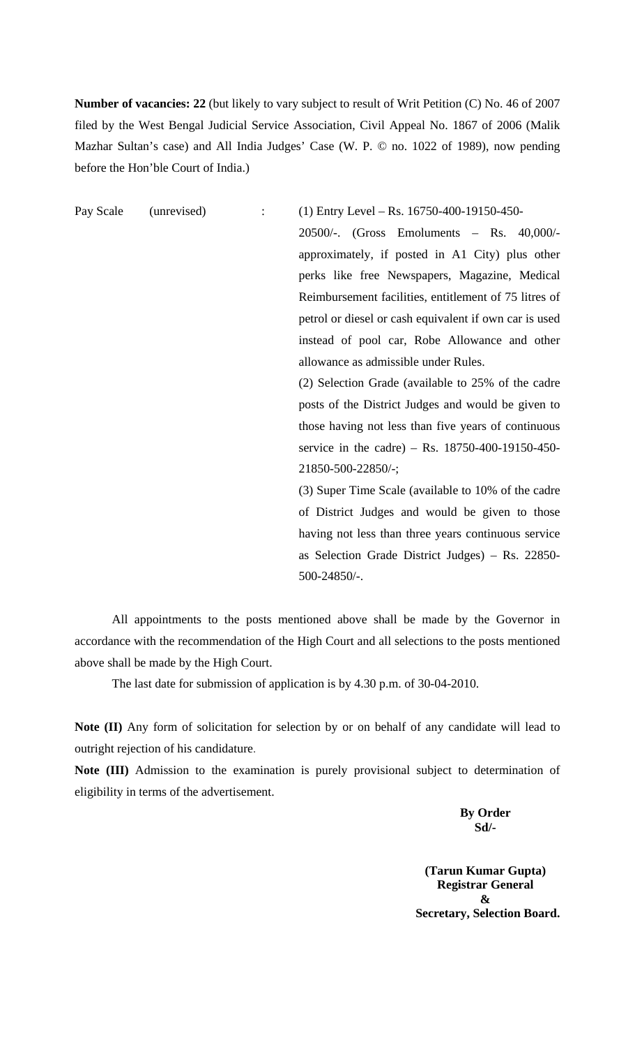**Number of vacancies: 22** (but likely to vary subject to result of Writ Petition (C) No. 46 of 2007 filed by the West Bengal Judicial Service Association, Civil Appeal No. 1867 of 2006 (Malik Mazhar Sultan's case) and All India Judges' Case (W. P. © no. 1022 of 1989), now pending before the Hon'ble Court of India.)

Pay Scale (unrevised) :

(1) Entry Level – Rs. 16750-400-19150-450-20500/-. (Gross Emoluments – Rs. 40,000/- approximately, if posted in A1 City) plus other perks like free Newspapers, Magazine, Medical Reimbursement facilities, entitlement of 75 litres of petrol or diesel or cash equivalent if own car is used instead of pool car, Robe Allowance and other allowance as admissible under Rules.

(2) Selection Grade (available to 25% of the cadre posts of the District Judges and would be given to those having not less than five years of continuous service in the cadre) – Rs. 18750-400-19150-450-21850-500-22850/-;

(3) Super Time Scale (available to 10% of the cadre of District Judges and would be given to those having not less than three years continuous service as Selection Grade District Judges) – Rs. 22850-500-24850/-.

All appointments to the posts mentioned above shall be made by the Governor in accordance with the recommendation of the High Court and all selections to the posts mentioned above shall be made by the High Court.

The last date for submission of application is by 4.30 p.m. of 30-04-2010.

**Note (II)** Any form of solicitation for selection by or on behalf of any candidate will lead to outright rejection of his candidature.

**Note (III)** Admission to the examination is purely provisional subject to determination of eligibility in terms of the advertisement.

**By Order**
**Sd/-**

**(Tarun Kumar Gupta)**
**Registrar General**
**&**
**Secretary, Selection Board.**